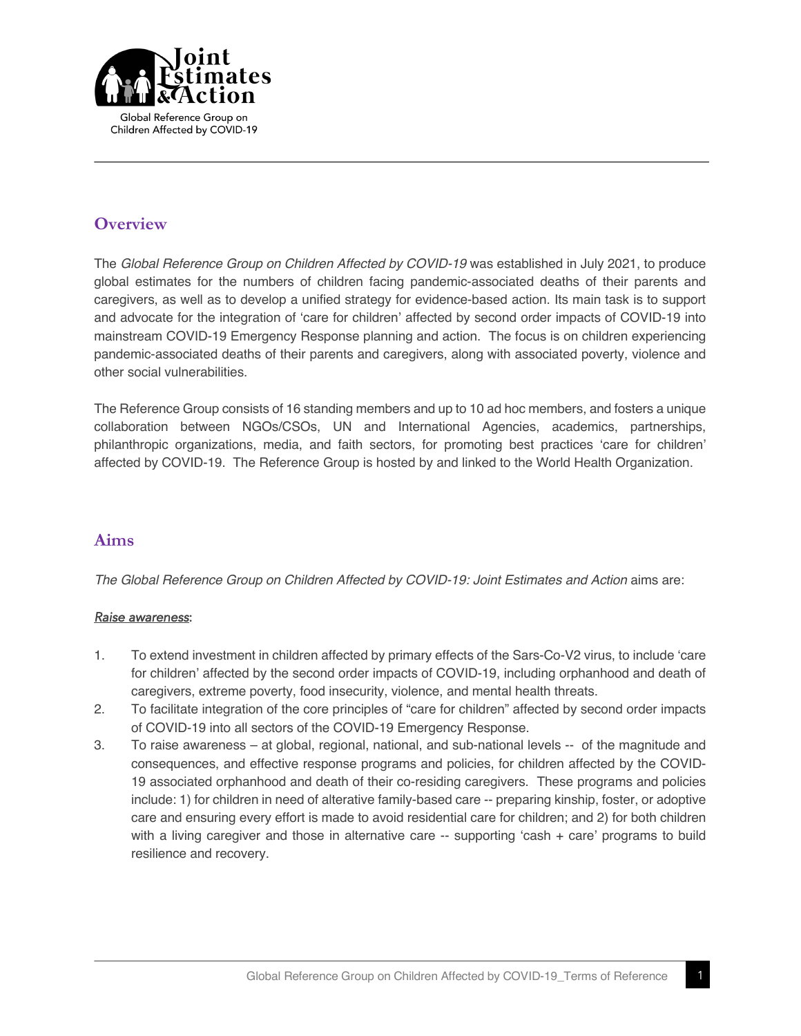Joint Estimates & Action

Global Reference Group on Children Affected by COVID-19

## Overview

The *Global Reference Group on Children Affected by COVID-19* was established in July 2021, to produce global estimates for the numbers of children facing pandemic-associated deaths of their parents and caregivers, as well as to develop a unified strategy for evidence-based action. Its main task is to support and advocate for the integration of 'care for children' affected by second order impacts of COVID-19 into mainstream COVID-19 Emergency Response planning and action. The focus is on children experiencing pandemic-associated deaths of their parents and caregivers, along with associated poverty, violence and other social vulnerabilities.

The Reference Group consists of 16 standing members and up to 10 ad hoc members, and fosters a unique collaboration between NGOs/CSOs, UN and International Agencies, academics, partnerships, philanthropic organizations, media, and faith sectors, for promoting best practices 'care for children' affected by COVID-19. The Reference Group is hosted by and linked to the World Health Organization.

## Aims

*The Global Reference Group on Children Affected by COVID-19: Joint Estimates and Action* aims are:

*Raise awareness*:

1. To extend investment in children affected by primary effects of the Sars-Co-V2 virus, to include 'care for children' affected by the second order impacts of COVID-19, including orphanhood and death of caregivers, extreme poverty, food insecurity, violence, and mental health threats.
2. To facilitate integration of the core principles of "care for children" affected by second order impacts of COVID-19 into all sectors of the COVID-19 Emergency Response.
3. To raise awareness – at global, regional, national, and sub-national levels -- of the magnitude and consequences, and effective response programs and policies, for children affected by the COVID-19 associated orphanhood and death of their co-residing caregivers. These programs and policies include: 1) for children in need of alterative family-based care -- preparing kinship, foster, or adoptive care and ensuring every effort is made to avoid residential care for children; and 2) for both children with a living caregiver and those in alternative care -- supporting 'cash + care' programs to build resilience and recovery.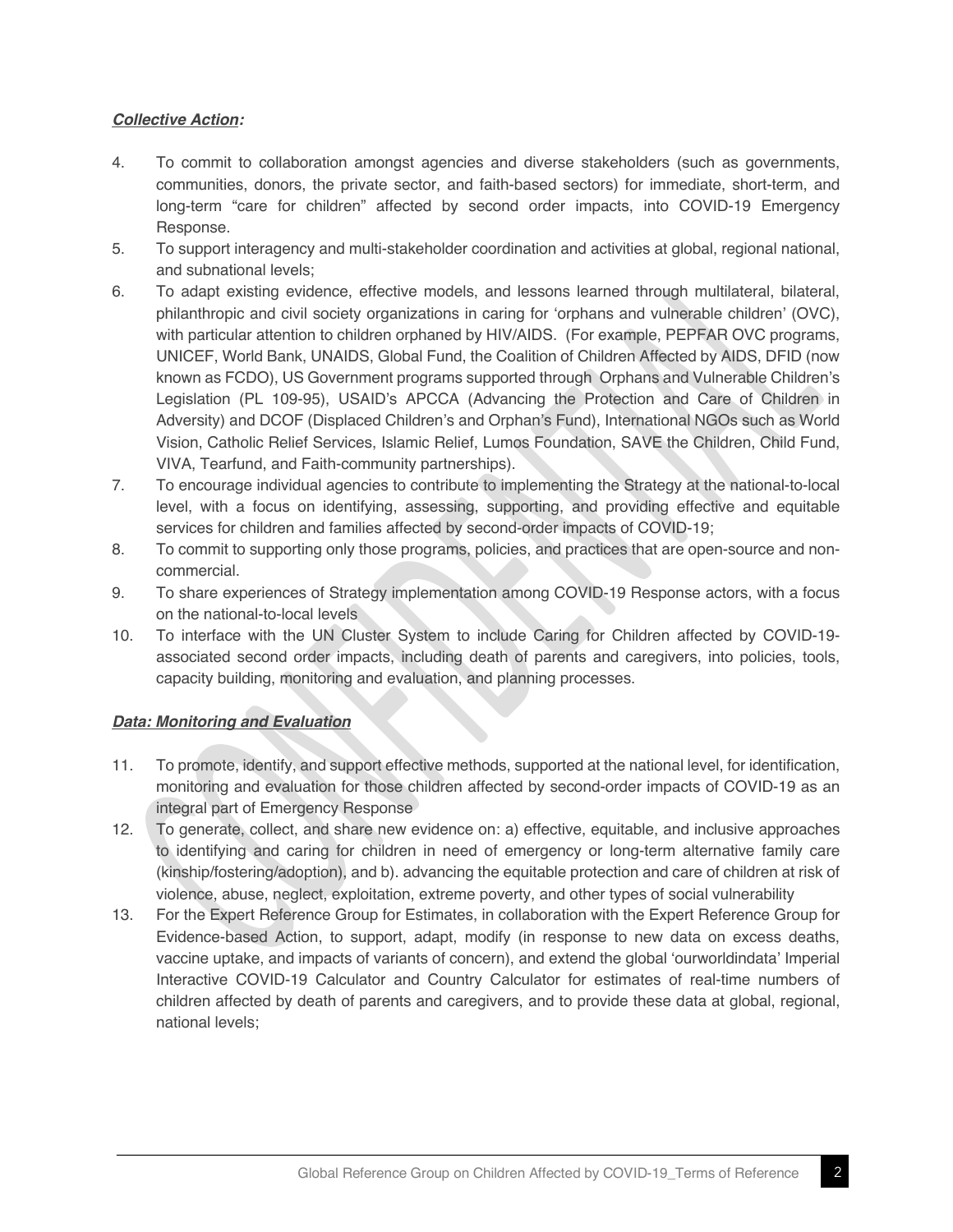***Collective Action:***

4. To commit to collaboration amongst agencies and diverse stakeholders (such as governments, communities, donors, the private sector, and faith-based sectors) for immediate, short-term, and long-term "care for children" affected by second order impacts, into COVID-19 Emergency Response.
5. To support interagency and multi-stakeholder coordination and activities at global, regional national, and subnational levels;
6. To adapt existing evidence, effective models, and lessons learned through multilateral, bilateral, philanthropic and civil society organizations in caring for 'orphans and vulnerable children' (OVC), with particular attention to children orphaned by HIV/AIDS. (For example, PEPFAR OVC programs, UNICEF, World Bank, UNAIDS, Global Fund, the Coalition of Children Affected by AIDS, DFID (now known as FCDO), US Government programs supported through Orphans and Vulnerable Children's Legislation (PL 109-95), USAID's APCCA (Advancing the Protection and Care of Children in Adversity) and DCOF (Displaced Children's and Orphan's Fund), International NGOs such as World Vision, Catholic Relief Services, Islamic Relief, Lumos Foundation, SAVE the Children, Child Fund, VIVA, Tearfund, and Faith-community partnerships).
7. To encourage individual agencies to contribute to implementing the Strategy at the national-to-local level, with a focus on identifying, assessing, supporting, and providing effective and equitable services for children and families affected by second-order impacts of COVID-19;
8. To commit to supporting only those programs, policies, and practices that are open-source and non-commercial.
9. To share experiences of Strategy implementation among COVID-19 Response actors, with a focus on the national-to-local levels
10. To interface with the UN Cluster System to include Caring for Children affected by COVID-19-associated second order impacts, including death of parents and caregivers, into policies, tools, capacity building, monitoring and evaluation, and planning processes.

***Data: Monitoring and Evaluation***

11. To promote, identify, and support effective methods, supported at the national level, for identification, monitoring and evaluation for those children affected by second-order impacts of COVID-19 as an integral part of Emergency Response
12. To generate, collect, and share new evidence on: a) effective, equitable, and inclusive approaches to identifying and caring for children in need of emergency or long-term alternative family care (kinship/fostering/adoption), and b). advancing the equitable protection and care of children at risk of violence, abuse, neglect, exploitation, extreme poverty, and other types of social vulnerability
13. For the Expert Reference Group for Estimates, in collaboration with the Expert Reference Group for Evidence-based Action, to support, adapt, modify (in response to new data on excess deaths, vaccine uptake, and impacts of variants of concern), and extend the global 'ourworldindata' Imperial Interactive COVID-19 Calculator and Country Calculator for estimates of real-time numbers of children affected by death of parents and caregivers, and to provide these data at global, regional, national levels;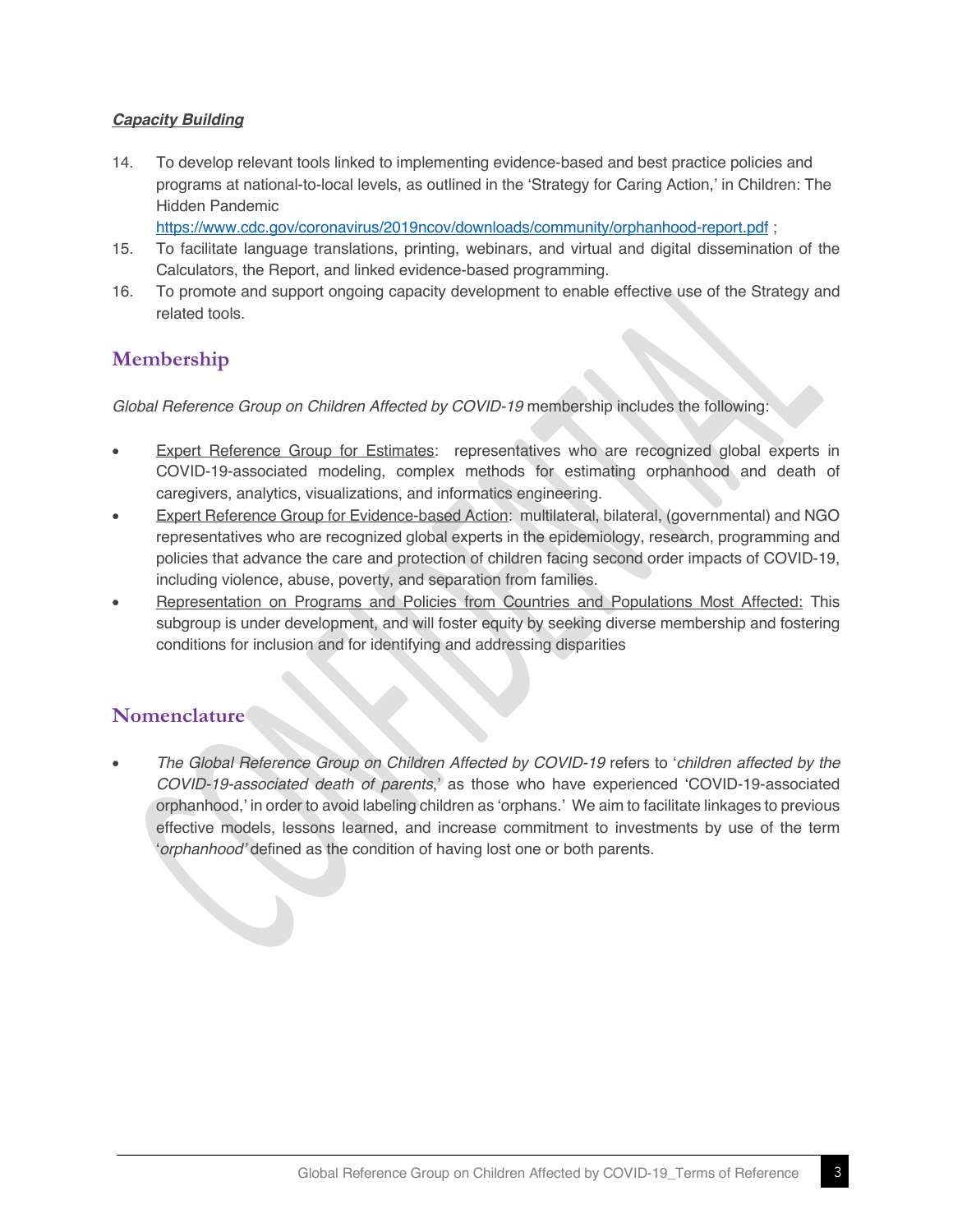***Capacity Building***

14. To develop relevant tools linked to implementing evidence-based and best practice policies and programs at national-to-local levels, as outlined in the 'Strategy for Caring Action,' in Children: The Hidden Pandemic https://www.cdc.gov/coronavirus/2019ncov/downloads/community/orphanhood-report.pdf ;
15. To facilitate language translations, printing, webinars, and virtual and digital dissemination of the Calculators, the Report, and linked evidence-based programming.
16. To promote and support ongoing capacity development to enable effective use of the Strategy and related tools.

## Membership

*Global Reference Group on Children Affected by COVID-19* membership includes the following:

- Expert Reference Group for Estimates: representatives who are recognized global experts in COVID-19-associated modeling, complex methods for estimating orphanhood and death of caregivers, analytics, visualizations, and informatics engineering.
- Expert Reference Group for Evidence-based Action: multilateral, bilateral, (governmental) and NGO representatives who are recognized global experts in the epidemiology, research, programming and policies that advance the care and protection of children facing second order impacts of COVID-19, including violence, abuse, poverty, and separation from families.
- Representation on Programs and Policies from Countries and Populations Most Affected: This subgroup is under development, and will foster equity by seeking diverse membership and fostering conditions for inclusion and for identifying and addressing disparities

## Nomenclature

- *The Global Reference Group on Children Affected by COVID-19* refers to '*children affected by the COVID-19-associated death of parents*,' as those who have experienced 'COVID-19-associated orphanhood,' in order to avoid labeling children as 'orphans.' We aim to facilitate linkages to previous effective models, lessons learned, and increase commitment to investments by use of the term '*orphanhood'* defined as the condition of having lost one or both parents.